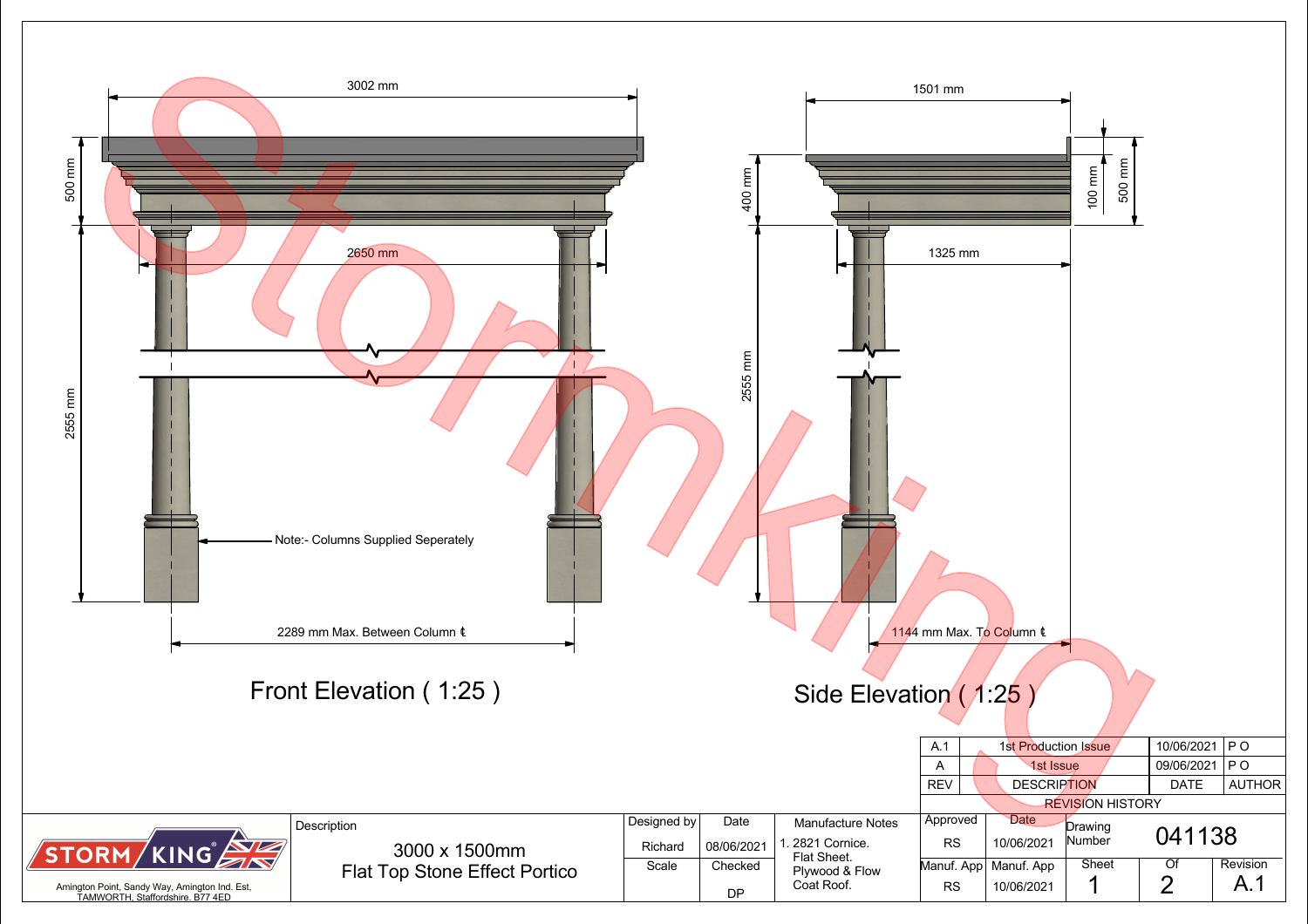## Front Elevation ( 1:25 )

3002 mm

500 mm

2650 mm

2555 mm

Note:- Columns Supplied Seperately

2289 mm Max. Between Column ℄

## Side Elevation ( 1:25 )

1501 mm

400 mm

100 mm

500 mm

1325 mm

2555 mm

1144 mm Max. To Column ℄

StormKing

| REV | DESCRIPTION | DATE | AUTHOR |
|---|---|---|---|
| A.1 | 1st Production Issue | 10/06/2021 | P O |
| A | 1st Issue | 09/06/2021 | P O |

REVISION HISTORY

STORM KING

Amington Point, Sandy Way, Amington Ind. Est, TAMWORTH, Staffordshire. B77 4ED

| Description | Designed by | Date | Manufacture Notes | Approved | Date | Drawing Number | | |
|---|---|---|---|---|---|---|---|---|
| 3000 x 1500mm Flat Top Stone Effect Portico | Richard | 08/06/2021 | 1. 2821 Cornice. Flat Sheet. Plywood & Flow Coat Roof. | RS | 10/06/2021 | 041138 | | |
| | Scale | Checked | | Manuf. App | Manuf. App | Sheet | Of | Revision |
| | | DP | | RS | 10/06/2021 | 1 | 2 | A.1 |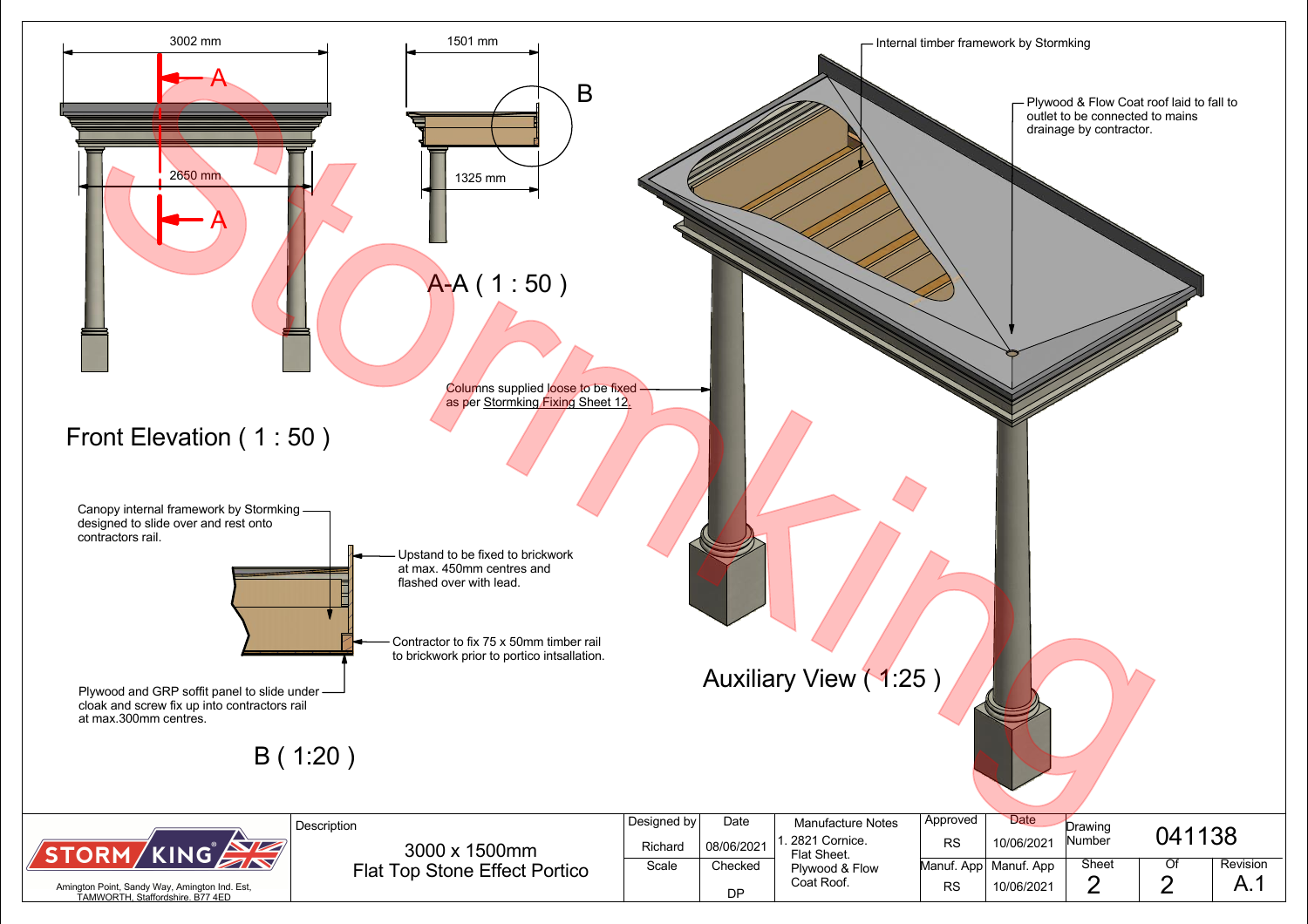3002 mm

A

2650 mm

A

Front Elevation ( 1 : 50 )

1501 mm

B

1325 mm

A-A ( 1 : 50 )

Columns supplied loose to be fixed as per Stormking Fixing Sheet 12.

Internal timber framework by Stormking

Plywood & Flow Coat roof laid to fall to outlet to be connected to mains drainage by contractor.

Auxiliary View ( 1:25 )

Canopy internal framework by Stormking designed to slide over and rest onto contractors rail.

Upstand to be fixed to brickwork at max. 450mm centres and flashed over with lead.

Contractor to fix 75 x 50mm timber rail to brickwork prior to portico intsallation.

Plywood and GRP soffit panel to slide under cloak and screw fix up into contractors rail at max.300mm centres.

B ( 1:20 )

Stormking

| | | | | | | |
|---|---|---|---|---|---|---|
| STORM KING Amington Point, Sandy Way, Amington Ind. Est, TAMWORTH, Staffordshire. B77 4ED | Description: 3000 x 1500mm Flat Top Stone Effect Portico | Designed by: Richard | Date: 08/06/2021 | Manufacture Notes: 1. 2821 Cornice. Flat Sheet. Plywood & Flow Coat Roof. | Approved: RS | Date: 10/06/2021 |
| | | Scale | Checked: DP | | Manuf. App: RS | Manuf. App: 10/06/2021 |

| Drawing Number | Sheet | Of | Revision |
|---|---|---|---|
| 041138 | 2 | 2 | A.1 |